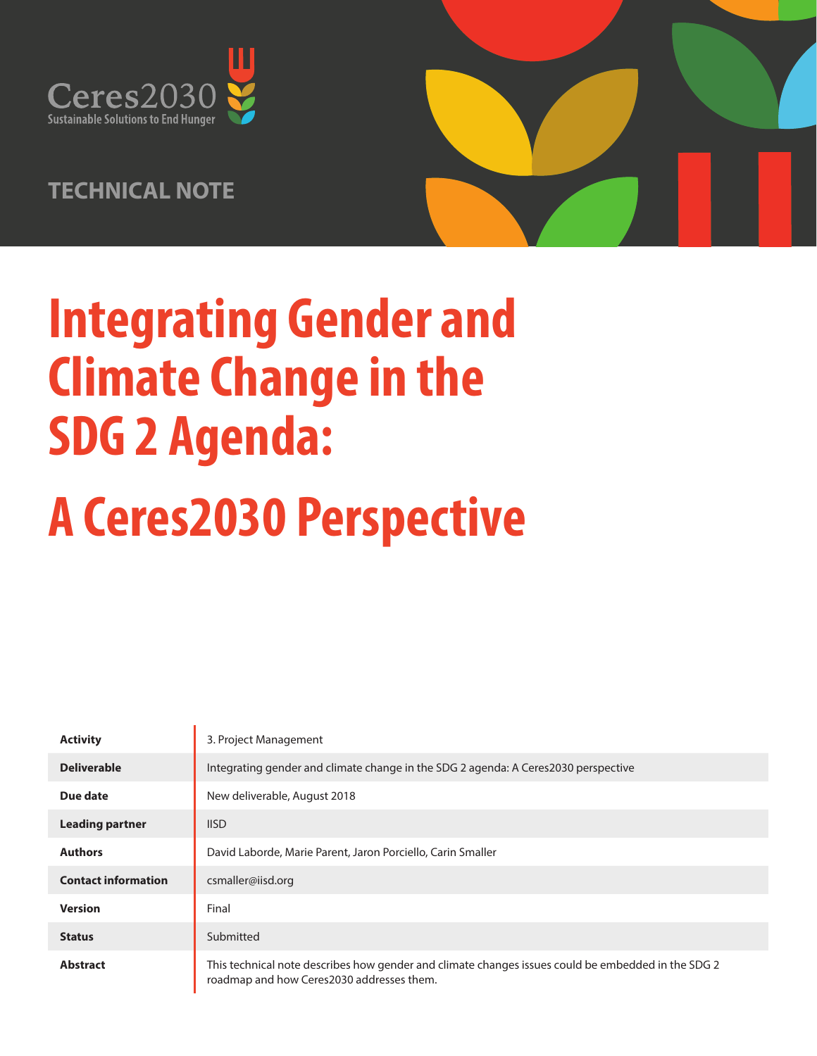Ceres2030

Sustainable Solutions to End Hunger

TECHNICAL NOTE

# Integrating Gender and Climate Change in the SDG 2 Agenda:

# A Ceres2030 Perspective

| | |
|---|---|
| **Activity** | 3. Project Management |
| **Deliverable** | Integrating gender and climate change in the SDG 2 agenda: A Ceres2030 perspective |
| **Due date** | New deliverable, August 2018 |
| **Leading partner** | IISD |
| **Authors** | David Laborde, Marie Parent, Jaron Porciello, Carin Smaller |
| **Contact information** | csmaller@iisd.org |
| **Version** | Final |
| **Status** | Submitted |
| **Abstract** | This technical note describes how gender and climate changes issues could be embedded in the SDG 2 roadmap and how Ceres2030 addresses them. |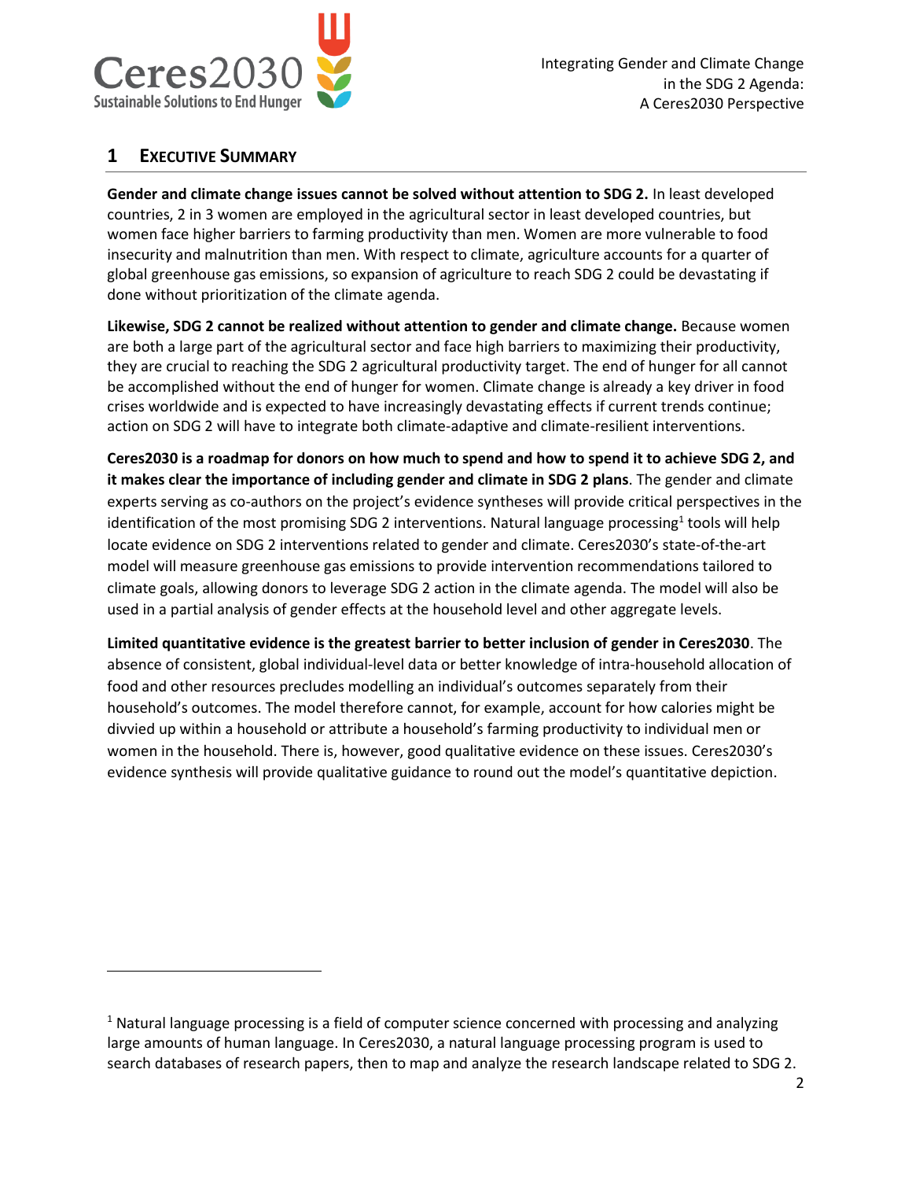## 1 Executive Summary

**Gender and climate change issues cannot be solved without attention to SDG 2.** In least developed countries, 2 in 3 women are employed in the agricultural sector in least developed countries, but women face higher barriers to farming productivity than men. Women are more vulnerable to food insecurity and malnutrition than men. With respect to climate, agriculture accounts for a quarter of global greenhouse gas emissions, so expansion of agriculture to reach SDG 2 could be devastating if done without prioritization of the climate agenda.

**Likewise, SDG 2 cannot be realized without attention to gender and climate change.** Because women are both a large part of the agricultural sector and face high barriers to maximizing their productivity, they are crucial to reaching the SDG 2 agricultural productivity target. The end of hunger for all cannot be accomplished without the end of hunger for women. Climate change is already a key driver in food crises worldwide and is expected to have increasingly devastating effects if current trends continue; action on SDG 2 will have to integrate both climate-adaptive and climate-resilient interventions.

**Ceres2030 is a roadmap for donors on how much to spend and how to spend it to achieve SDG 2, and it makes clear the importance of including gender and climate in SDG 2 plans**. The gender and climate experts serving as co-authors on the project's evidence syntheses will provide critical perspectives in the identification of the most promising SDG 2 interventions. Natural language processing[1] tools will help locate evidence on SDG 2 interventions related to gender and climate. Ceres2030's state-of-the-art model will measure greenhouse gas emissions to provide intervention recommendations tailored to climate goals, allowing donors to leverage SDG 2 action in the climate agenda. The model will also be used in a partial analysis of gender effects at the household level and other aggregate levels.

**Limited quantitative evidence is the greatest barrier to better inclusion of gender in Ceres2030**. The absence of consistent, global individual-level data or better knowledge of intra-household allocation of food and other resources precludes modelling an individual's outcomes separately from their household's outcomes. The model therefore cannot, for example, account for how calories might be divvied up within a household or attribute a household's farming productivity to individual men or women in the household. There is, however, good qualitative evidence on these issues. Ceres2030's evidence synthesis will provide qualitative guidance to round out the model's quantitative depiction.

---

[1] Natural language processing is a field of computer science concerned with processing and analyzing large amounts of human language. In Ceres2030, a natural language processing program is used to search databases of research papers, then to map and analyze the research landscape related to SDG 2.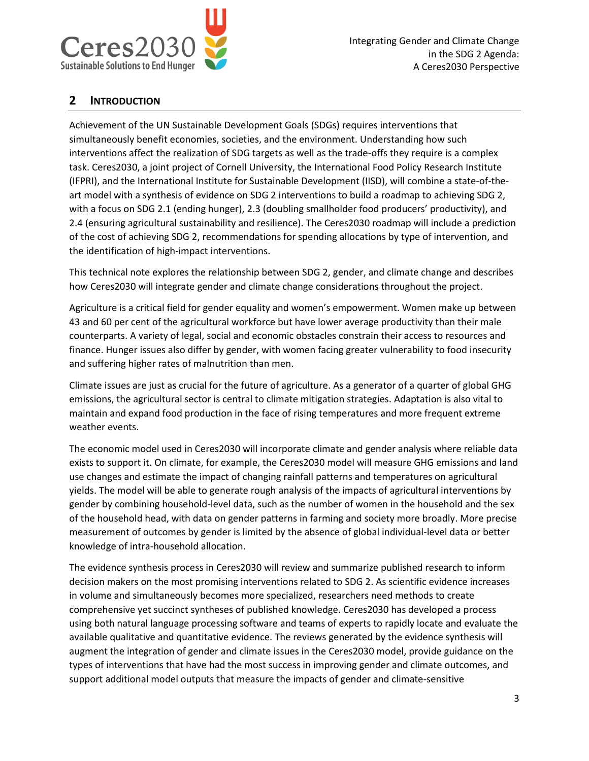## 2 INTRODUCTION

Achievement of the UN Sustainable Development Goals (SDGs) requires interventions that simultaneously benefit economies, societies, and the environment. Understanding how such interventions affect the realization of SDG targets as well as the trade-offs they require is a complex task. Ceres2030, a joint project of Cornell University, the International Food Policy Research Institute (IFPRI), and the International Institute for Sustainable Development (IISD), will combine a state-of-the-art model with a synthesis of evidence on SDG 2 interventions to build a roadmap to achieving SDG 2, with a focus on SDG 2.1 (ending hunger), 2.3 (doubling smallholder food producers' productivity), and 2.4 (ensuring agricultural sustainability and resilience). The Ceres2030 roadmap will include a prediction of the cost of achieving SDG 2, recommendations for spending allocations by type of intervention, and the identification of high-impact interventions.

This technical note explores the relationship between SDG 2, gender, and climate change and describes how Ceres2030 will integrate gender and climate change considerations throughout the project.

Agriculture is a critical field for gender equality and women's empowerment. Women make up between 43 and 60 per cent of the agricultural workforce but have lower average productivity than their male counterparts. A variety of legal, social and economic obstacles constrain their access to resources and finance. Hunger issues also differ by gender, with women facing greater vulnerability to food insecurity and suffering higher rates of malnutrition than men.

Climate issues are just as crucial for the future of agriculture. As a generator of a quarter of global GHG emissions, the agricultural sector is central to climate mitigation strategies. Adaptation is also vital to maintain and expand food production in the face of rising temperatures and more frequent extreme weather events.

The economic model used in Ceres2030 will incorporate climate and gender analysis where reliable data exists to support it. On climate, for example, the Ceres2030 model will measure GHG emissions and land use changes and estimate the impact of changing rainfall patterns and temperatures on agricultural yields. The model will be able to generate rough analysis of the impacts of agricultural interventions by gender by combining household-level data, such as the number of women in the household and the sex of the household head, with data on gender patterns in farming and society more broadly. More precise measurement of outcomes by gender is limited by the absence of global individual-level data or better knowledge of intra-household allocation.

The evidence synthesis process in Ceres2030 will review and summarize published research to inform decision makers on the most promising interventions related to SDG 2. As scientific evidence increases in volume and simultaneously becomes more specialized, researchers need methods to create comprehensive yet succinct syntheses of published knowledge. Ceres2030 has developed a process using both natural language processing software and teams of experts to rapidly locate and evaluate the available qualitative and quantitative evidence. The reviews generated by the evidence synthesis will augment the integration of gender and climate issues in the Ceres2030 model, provide guidance on the types of interventions that have had the most success in improving gender and climate outcomes, and support additional model outputs that measure the impacts of gender and climate-sensitive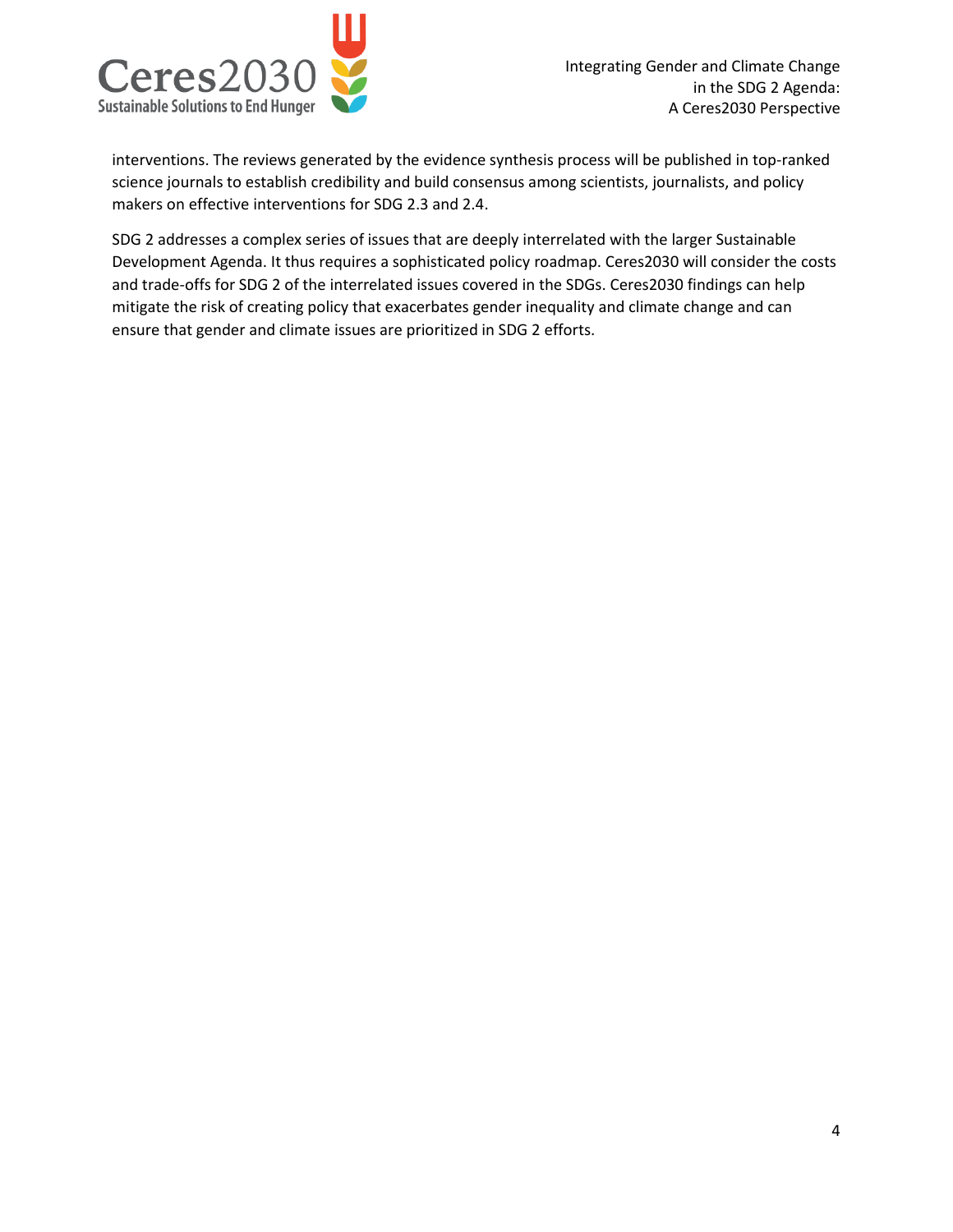interventions. The reviews generated by the evidence synthesis process will be published in top-ranked science journals to establish credibility and build consensus among scientists, journalists, and policy makers on effective interventions for SDG 2.3 and 2.4.

SDG 2 addresses a complex series of issues that are deeply interrelated with the larger Sustainable Development Agenda. It thus requires a sophisticated policy roadmap. Ceres2030 will consider the costs and trade-offs for SDG 2 of the interrelated issues covered in the SDGs. Ceres2030 findings can help mitigate the risk of creating policy that exacerbates gender inequality and climate change and can ensure that gender and climate issues are prioritized in SDG 2 efforts.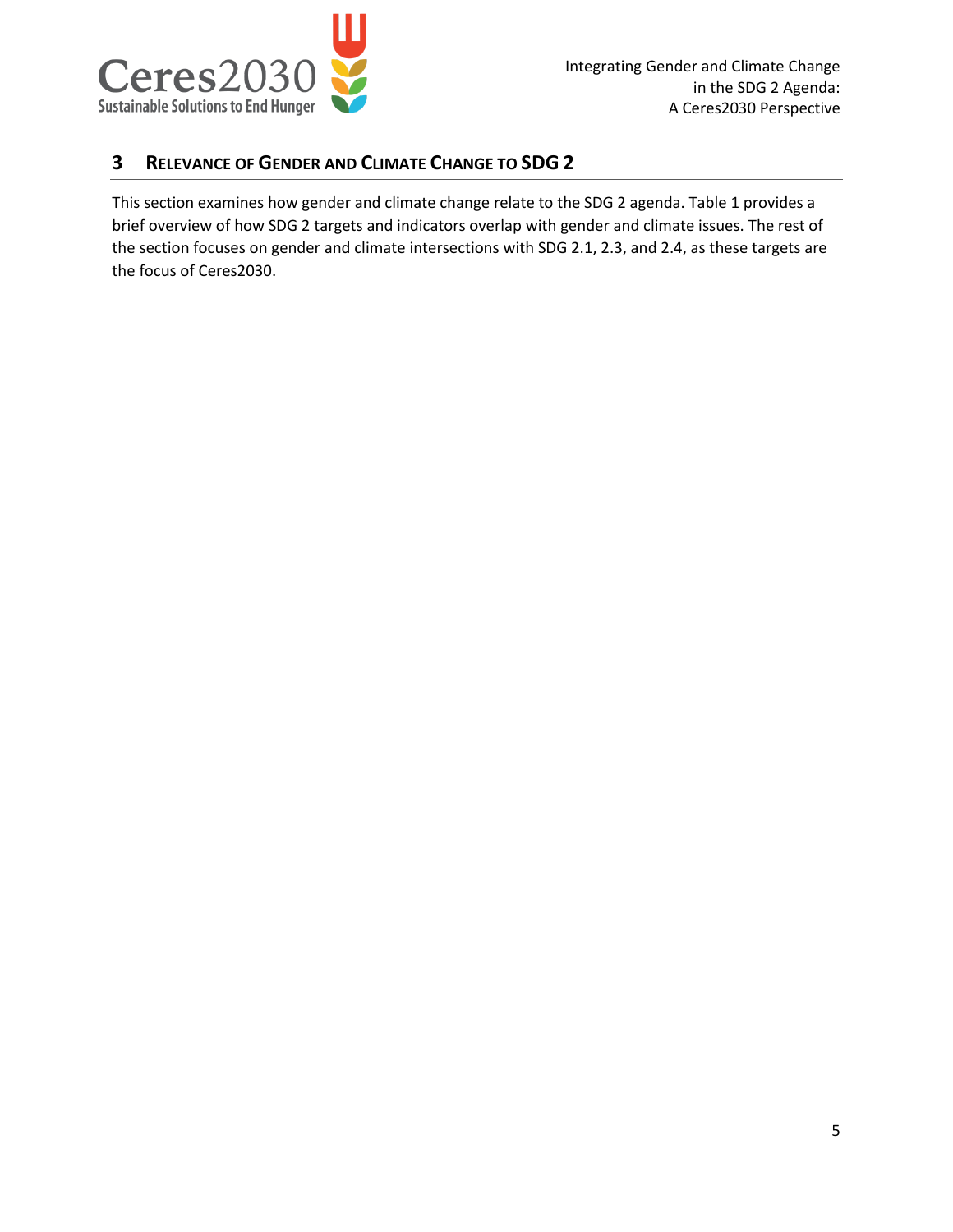## 3 Relevance of Gender and Climate Change to SDG 2

This section examines how gender and climate change relate to the SDG 2 agenda. Table 1 provides a brief overview of how SDG 2 targets and indicators overlap with gender and climate issues. The rest of the section focuses on gender and climate intersections with SDG 2.1, 2.3, and 2.4, as these targets are the focus of Ceres2030.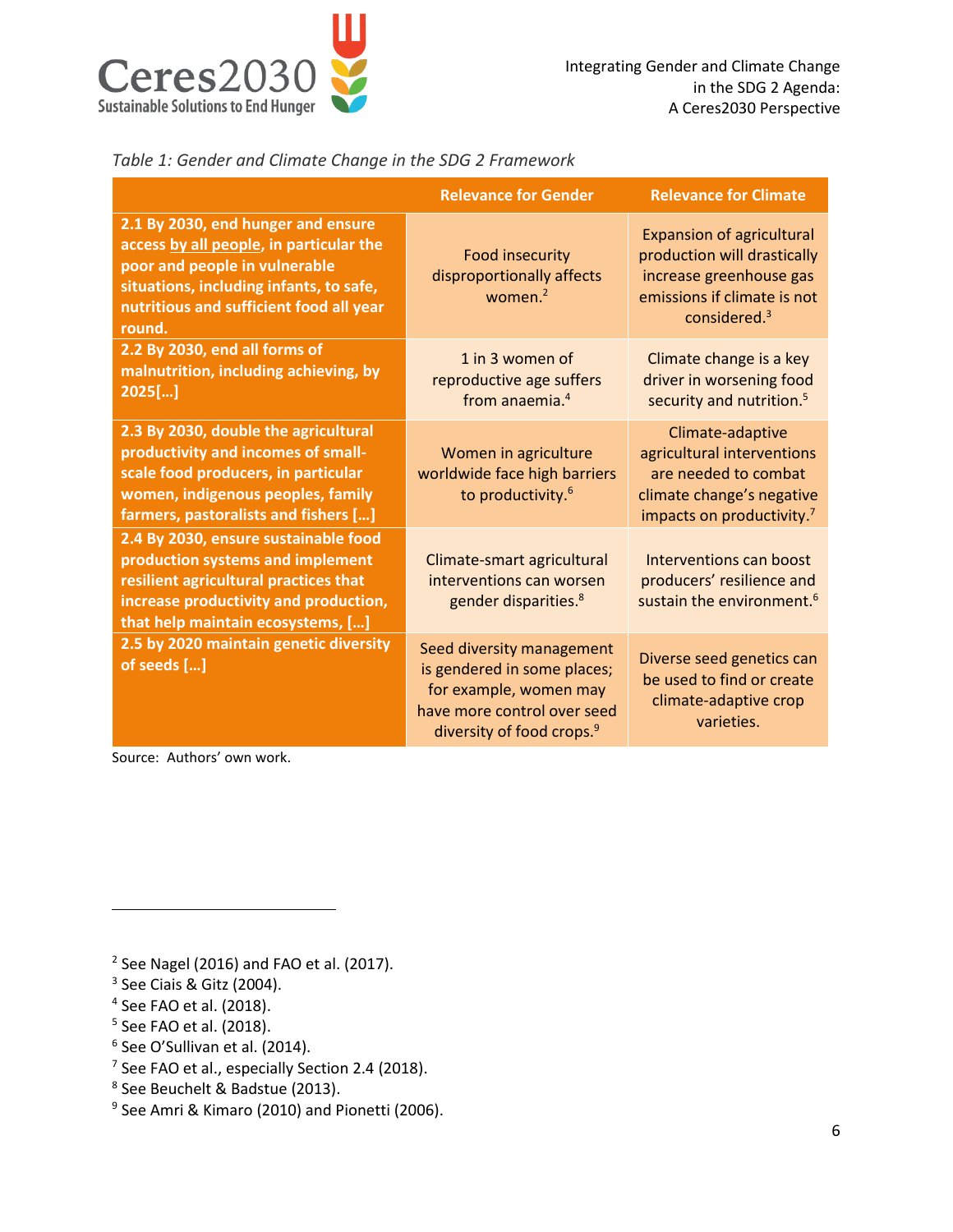*Table 1: Gender and Climate Change in the SDG 2 Framework*

| | Relevance for Gender | Relevance for Climate |
|---|---|---|
| **2.1 By 2030, end hunger and ensure access <u>by all people</u>, in particular the poor and people in vulnerable situations, including infants, to safe, nutritious and sufficient food all year round.** | Food insecurity disproportionally affects women.[2] | Expansion of agricultural production will drastically increase greenhouse gas emissions if climate is not considered.[3] |
| **2.2 By 2030, end all forms of malnutrition, including achieving, by 2025[…]** | 1 in 3 women of reproductive age suffers from anaemia.[4] | Climate change is a key driver in worsening food security and nutrition.[5] |
| **2.3 By 2030, double the agricultural productivity and incomes of small-scale food producers, in particular women, indigenous peoples, family farmers, pastoralists and fishers […]** | Women in agriculture worldwide face high barriers to productivity.[6] | Climate-adaptive agricultural interventions are needed to combat climate change's negative impacts on productivity.[7] |
| **2.4 By 2030, ensure sustainable food production systems and implement resilient agricultural practices that increase productivity and production, that help maintain ecosystems, […]** | Climate-smart agricultural interventions can worsen gender disparities.[8] | Interventions can boost producers' resilience and sustain the environment.[6] |
| **2.5 by 2020 maintain genetic diversity of seeds […]** | Seed diversity management is gendered in some places; for example, women may have more control over seed diversity of food crops.[9] | Diverse seed genetics can be used to find or create climate-adaptive crop varieties. |

Source: Authors' own work.

---

[2] See Nagel (2016) and FAO et al. (2017).
[3] See Ciais & Gitz (2004).
[4] See FAO et al. (2018).
[5] See FAO et al. (2018).
[6] See O'Sullivan et al. (2014).
[7] See FAO et al., especially Section 2.4 (2018).
[8] See Beuchelt & Badstue (2013).
[9] See Amri & Kimaro (2010) and Pionetti (2006).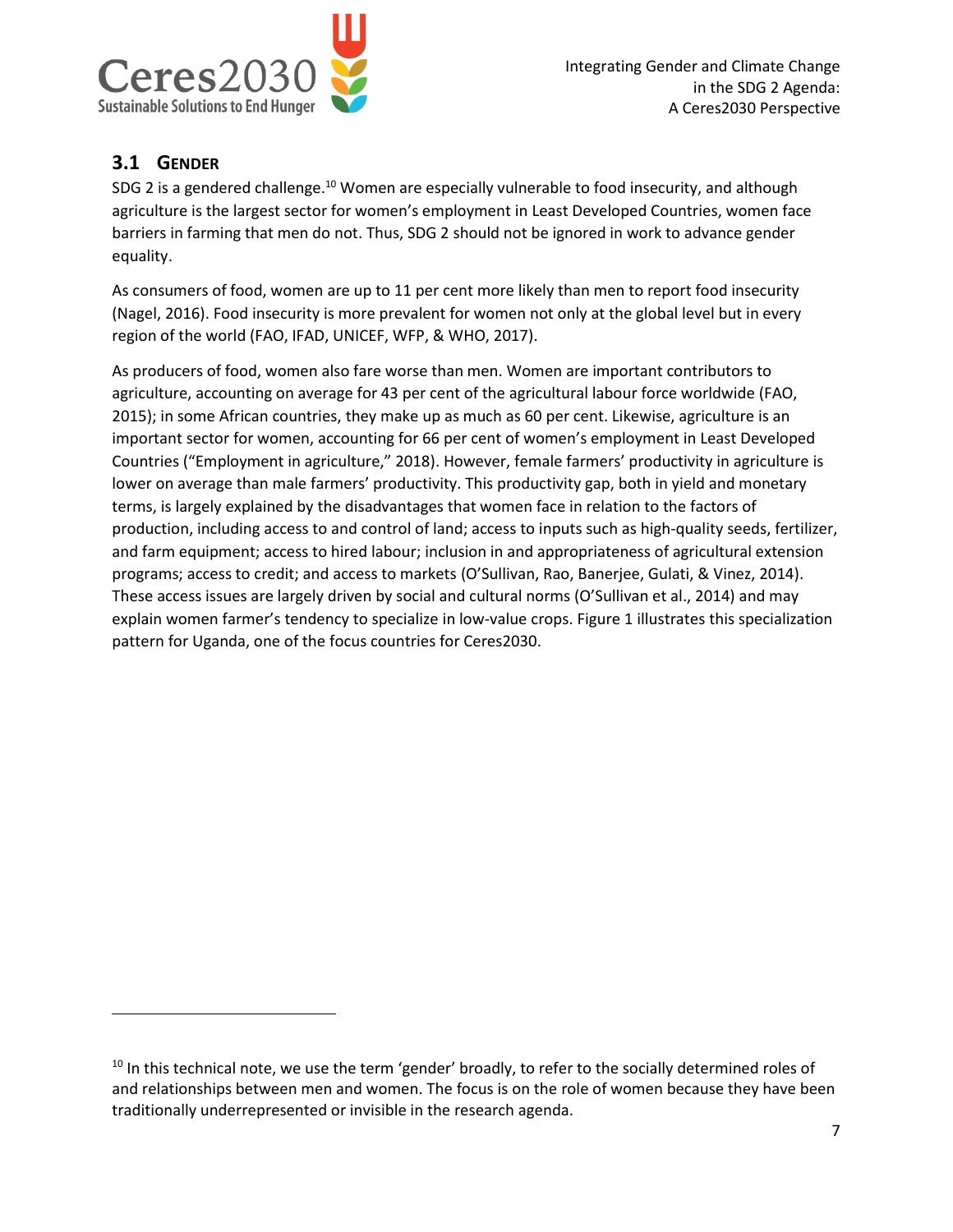## 3.1 GENDER

SDG 2 is a gendered challenge.[10] Women are especially vulnerable to food insecurity, and although agriculture is the largest sector for women's employment in Least Developed Countries, women face barriers in farming that men do not. Thus, SDG 2 should not be ignored in work to advance gender equality.

As consumers of food, women are up to 11 per cent more likely than men to report food insecurity (Nagel, 2016). Food insecurity is more prevalent for women not only at the global level but in every region of the world (FAO, IFAD, UNICEF, WFP, & WHO, 2017).

As producers of food, women also fare worse than men. Women are important contributors to agriculture, accounting on average for 43 per cent of the agricultural labour force worldwide (FAO, 2015); in some African countries, they make up as much as 60 per cent. Likewise, agriculture is an important sector for women, accounting for 66 per cent of women's employment in Least Developed Countries ("Employment in agriculture," 2018). However, female farmers' productivity in agriculture is lower on average than male farmers' productivity. This productivity gap, both in yield and monetary terms, is largely explained by the disadvantages that women face in relation to the factors of production, including access to and control of land; access to inputs such as high-quality seeds, fertilizer, and farm equipment; access to hired labour; inclusion in and appropriateness of agricultural extension programs; access to credit; and access to markets (O'Sullivan, Rao, Banerjee, Gulati, & Vinez, 2014). These access issues are largely driven by social and cultural norms (O'Sullivan et al., 2014) and may explain women farmer's tendency to specialize in low-value crops. Figure 1 illustrates this specialization pattern for Uganda, one of the focus countries for Ceres2030.

---

[10] In this technical note, we use the term 'gender' broadly, to refer to the socially determined roles of and relationships between men and women. The focus is on the role of women because they have been traditionally underrepresented or invisible in the research agenda.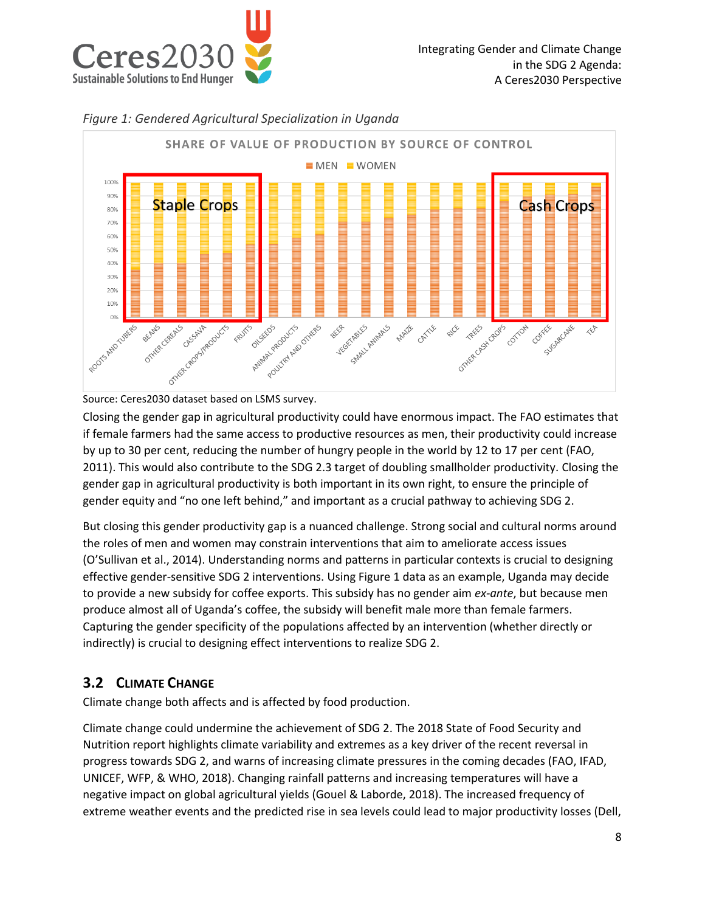*Figure 1: Gendered Agricultural Specialization in Uganda*

Source: Ceres2030 dataset based on LSMS survey.

Closing the gender gap in agricultural productivity could have enormous impact. The FAO estimates that if female farmers had the same access to productive resources as men, their productivity could increase by up to 30 per cent, reducing the number of hungry people in the world by 12 to 17 per cent (FAO, 2011). This would also contribute to the SDG 2.3 target of doubling smallholder productivity. Closing the gender gap in agricultural productivity is both important in its own right, to ensure the principle of gender equity and "no one left behind," and important as a crucial pathway to achieving SDG 2.

But closing this gender productivity gap is a nuanced challenge. Strong social and cultural norms around the roles of men and women may constrain interventions that aim to ameliorate access issues (O'Sullivan et al., 2014). Understanding norms and patterns in particular contexts is crucial to designing effective gender-sensitive SDG 2 interventions. Using Figure 1 data as an example, Uganda may decide to provide a new subsidy for coffee exports. This subsidy has no gender aim *ex-ante*, but because men produce almost all of Uganda's coffee, the subsidy will benefit male more than female farmers. Capturing the gender specificity of the populations affected by an intervention (whether directly or indirectly) is crucial to designing effect interventions to realize SDG 2.

## 3.2 Climate Change

Climate change both affects and is affected by food production.

Climate change could undermine the achievement of SDG 2. The 2018 State of Food Security and Nutrition report highlights climate variability and extremes as a key driver of the recent reversal in progress towards SDG 2, and warns of increasing climate pressures in the coming decades (FAO, IFAD, UNICEF, WFP, & WHO, 2018). Changing rainfall patterns and increasing temperatures will have a negative impact on global agricultural yields (Gouel & Laborde, 2018). The increased frequency of extreme weather events and the predicted rise in sea levels could lead to major productivity losses (Dell,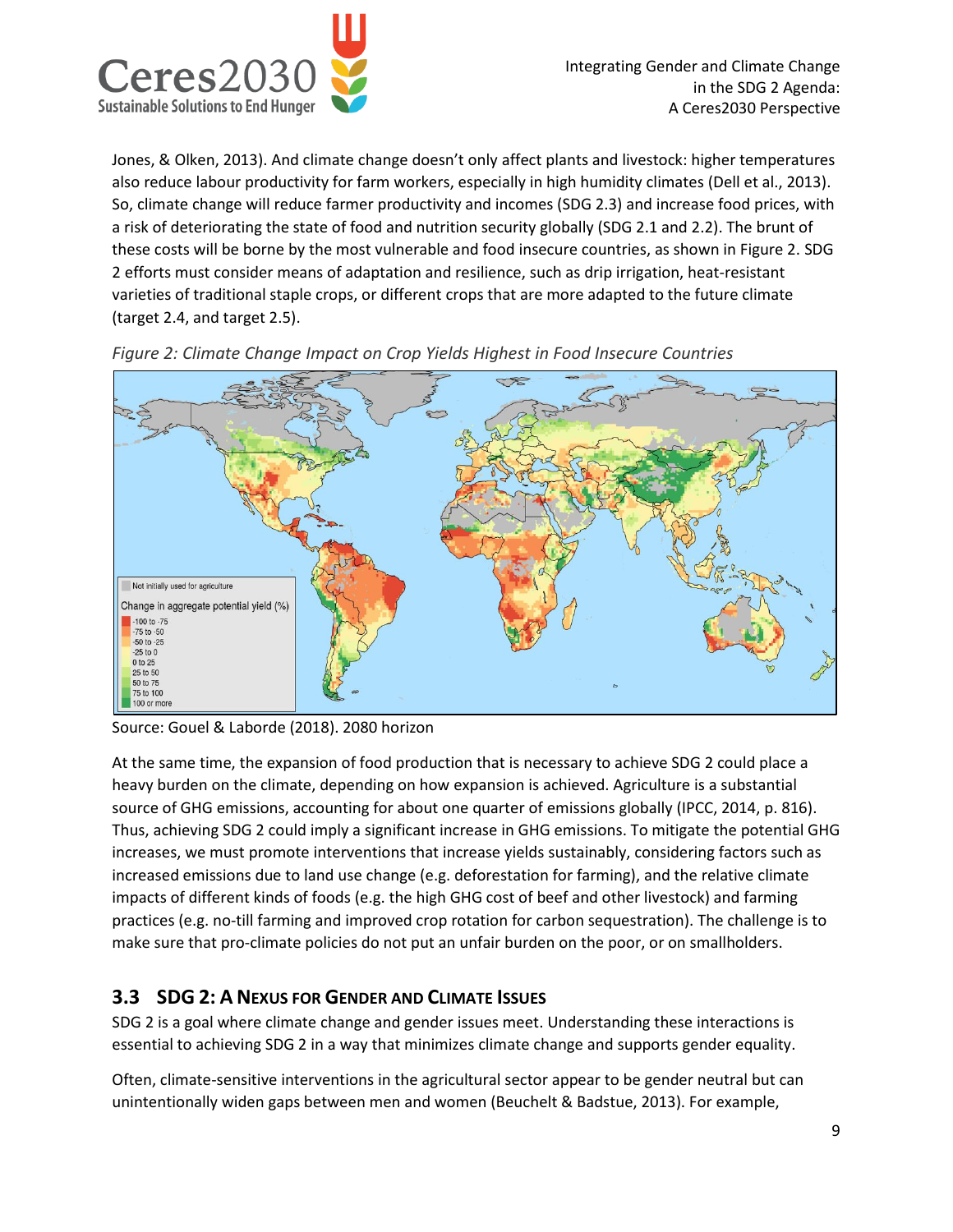Jones, & Olken, 2013). And climate change doesn't only affect plants and livestock: higher temperatures also reduce labour productivity for farm workers, especially in high humidity climates (Dell et al., 2013). So, climate change will reduce farmer productivity and incomes (SDG 2.3) and increase food prices, with a risk of deteriorating the state of food and nutrition security globally (SDG 2.1 and 2.2). The brunt of these costs will be borne by the most vulnerable and food insecure countries, as shown in Figure 2. SDG 2 efforts must consider means of adaptation and resilience, such as drip irrigation, heat-resistant varieties of traditional staple crops, or different crops that are more adapted to the future climate (target 2.4, and target 2.5).

*Figure 2: Climate Change Impact on Crop Yields Highest in Food Insecure Countries*

Source: Gouel & Laborde (2018). 2080 horizon

At the same time, the expansion of food production that is necessary to achieve SDG 2 could place a heavy burden on the climate, depending on how expansion is achieved. Agriculture is a substantial source of GHG emissions, accounting for about one quarter of emissions globally (IPCC, 2014, p. 816). Thus, achieving SDG 2 could imply a significant increase in GHG emissions. To mitigate the potential GHG increases, we must promote interventions that increase yields sustainably, considering factors such as increased emissions due to land use change (e.g. deforestation for farming), and the relative climate impacts of different kinds of foods (e.g. the high GHG cost of beef and other livestock) and farming practices (e.g. no-till farming and improved crop rotation for carbon sequestration). The challenge is to make sure that pro-climate policies do not put an unfair burden on the poor, or on smallholders.

## 3.3 SDG 2: A Nexus for Gender and Climate Issues

SDG 2 is a goal where climate change and gender issues meet. Understanding these interactions is essential to achieving SDG 2 in a way that minimizes climate change and supports gender equality.

Often, climate-sensitive interventions in the agricultural sector appear to be gender neutral but can unintentionally widen gaps between men and women (Beuchelt & Badstue, 2013). For example,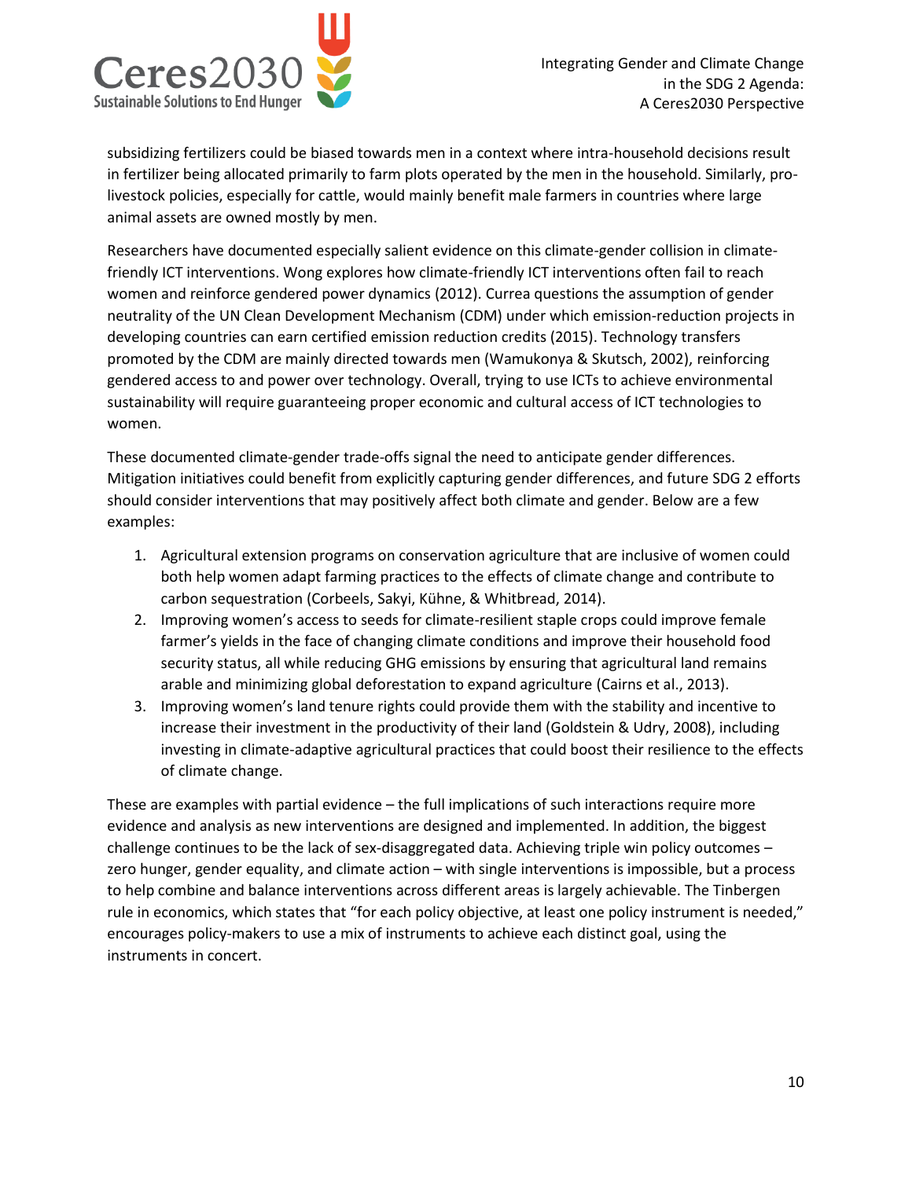subsidizing fertilizers could be biased towards men in a context where intra-household decisions result in fertilizer being allocated primarily to farm plots operated by the men in the household. Similarly, pro-livestock policies, especially for cattle, would mainly benefit male farmers in countries where large animal assets are owned mostly by men.

Researchers have documented especially salient evidence on this climate-gender collision in climate-friendly ICT interventions. Wong explores how climate-friendly ICT interventions often fail to reach women and reinforce gendered power dynamics (2012). Currea questions the assumption of gender neutrality of the UN Clean Development Mechanism (CDM) under which emission-reduction projects in developing countries can earn certified emission reduction credits (2015). Technology transfers promoted by the CDM are mainly directed towards men (Wamukonya & Skutsch, 2002), reinforcing gendered access to and power over technology. Overall, trying to use ICTs to achieve environmental sustainability will require guaranteeing proper economic and cultural access of ICT technologies to women.

These documented climate-gender trade-offs signal the need to anticipate gender differences. Mitigation initiatives could benefit from explicitly capturing gender differences, and future SDG 2 efforts should consider interventions that may positively affect both climate and gender. Below are a few examples:

1. Agricultural extension programs on conservation agriculture that are inclusive of women could both help women adapt farming practices to the effects of climate change and contribute to carbon sequestration (Corbeels, Sakyi, Kühne, & Whitbread, 2014).
2. Improving women's access to seeds for climate-resilient staple crops could improve female farmer's yields in the face of changing climate conditions and improve their household food security status, all while reducing GHG emissions by ensuring that agricultural land remains arable and minimizing global deforestation to expand agriculture (Cairns et al., 2013).
3. Improving women's land tenure rights could provide them with the stability and incentive to increase their investment in the productivity of their land (Goldstein & Udry, 2008), including investing in climate-adaptive agricultural practices that could boost their resilience to the effects of climate change.

These are examples with partial evidence – the full implications of such interactions require more evidence and analysis as new interventions are designed and implemented. In addition, the biggest challenge continues to be the lack of sex-disaggregated data. Achieving triple win policy outcomes – zero hunger, gender equality, and climate action – with single interventions is impossible, but a process to help combine and balance interventions across different areas is largely achievable. The Tinbergen rule in economics, which states that "for each policy objective, at least one policy instrument is needed," encourages policy-makers to use a mix of instruments to achieve each distinct goal, using the instruments in concert.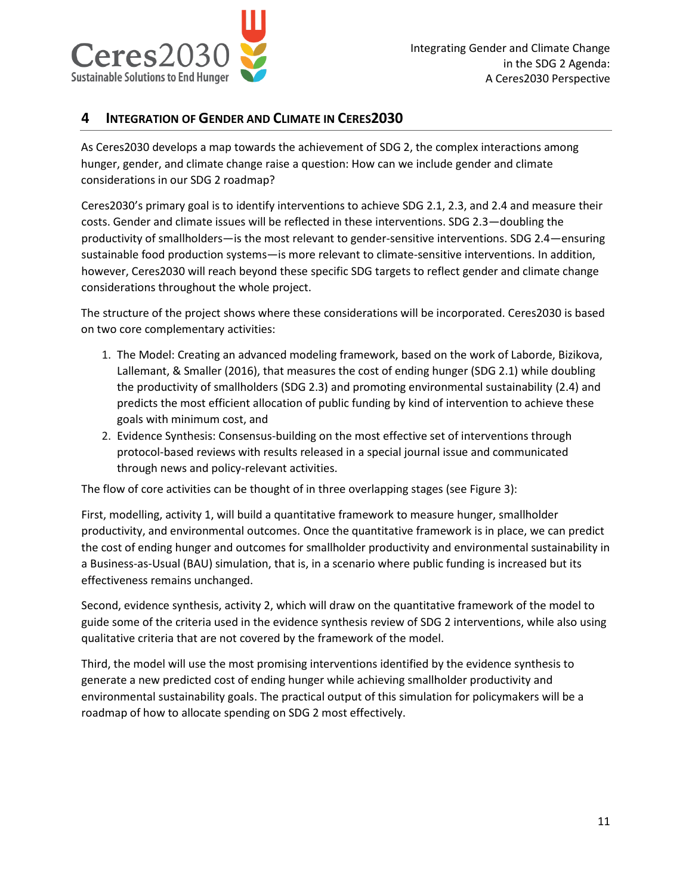## 4 Integration of Gender and Climate in Ceres2030

As Ceres2030 develops a map towards the achievement of SDG 2, the complex interactions among hunger, gender, and climate change raise a question: How can we include gender and climate considerations in our SDG 2 roadmap?

Ceres2030's primary goal is to identify interventions to achieve SDG 2.1, 2.3, and 2.4 and measure their costs. Gender and climate issues will be reflected in these interventions. SDG 2.3—doubling the productivity of smallholders—is the most relevant to gender-sensitive interventions. SDG 2.4—ensuring sustainable food production systems—is more relevant to climate-sensitive interventions. In addition, however, Ceres2030 will reach beyond these specific SDG targets to reflect gender and climate change considerations throughout the whole project.

The structure of the project shows where these considerations will be incorporated. Ceres2030 is based on two core complementary activities:

1. The Model: Creating an advanced modeling framework, based on the work of Laborde, Bizikova, Lallemant, & Smaller (2016), that measures the cost of ending hunger (SDG 2.1) while doubling the productivity of smallholders (SDG 2.3) and promoting environmental sustainability (2.4) and predicts the most efficient allocation of public funding by kind of intervention to achieve these goals with minimum cost, and
2. Evidence Synthesis: Consensus-building on the most effective set of interventions through protocol-based reviews with results released in a special journal issue and communicated through news and policy-relevant activities.

The flow of core activities can be thought of in three overlapping stages (see Figure 3):

First, modelling, activity 1, will build a quantitative framework to measure hunger, smallholder productivity, and environmental outcomes. Once the quantitative framework is in place, we can predict the cost of ending hunger and outcomes for smallholder productivity and environmental sustainability in a Business-as-Usual (BAU) simulation, that is, in a scenario where public funding is increased but its effectiveness remains unchanged.

Second, evidence synthesis, activity 2, which will draw on the quantitative framework of the model to guide some of the criteria used in the evidence synthesis review of SDG 2 interventions, while also using qualitative criteria that are not covered by the framework of the model.

Third, the model will use the most promising interventions identified by the evidence synthesis to generate a new predicted cost of ending hunger while achieving smallholder productivity and environmental sustainability goals. The practical output of this simulation for policymakers will be a roadmap of how to allocate spending on SDG 2 most effectively.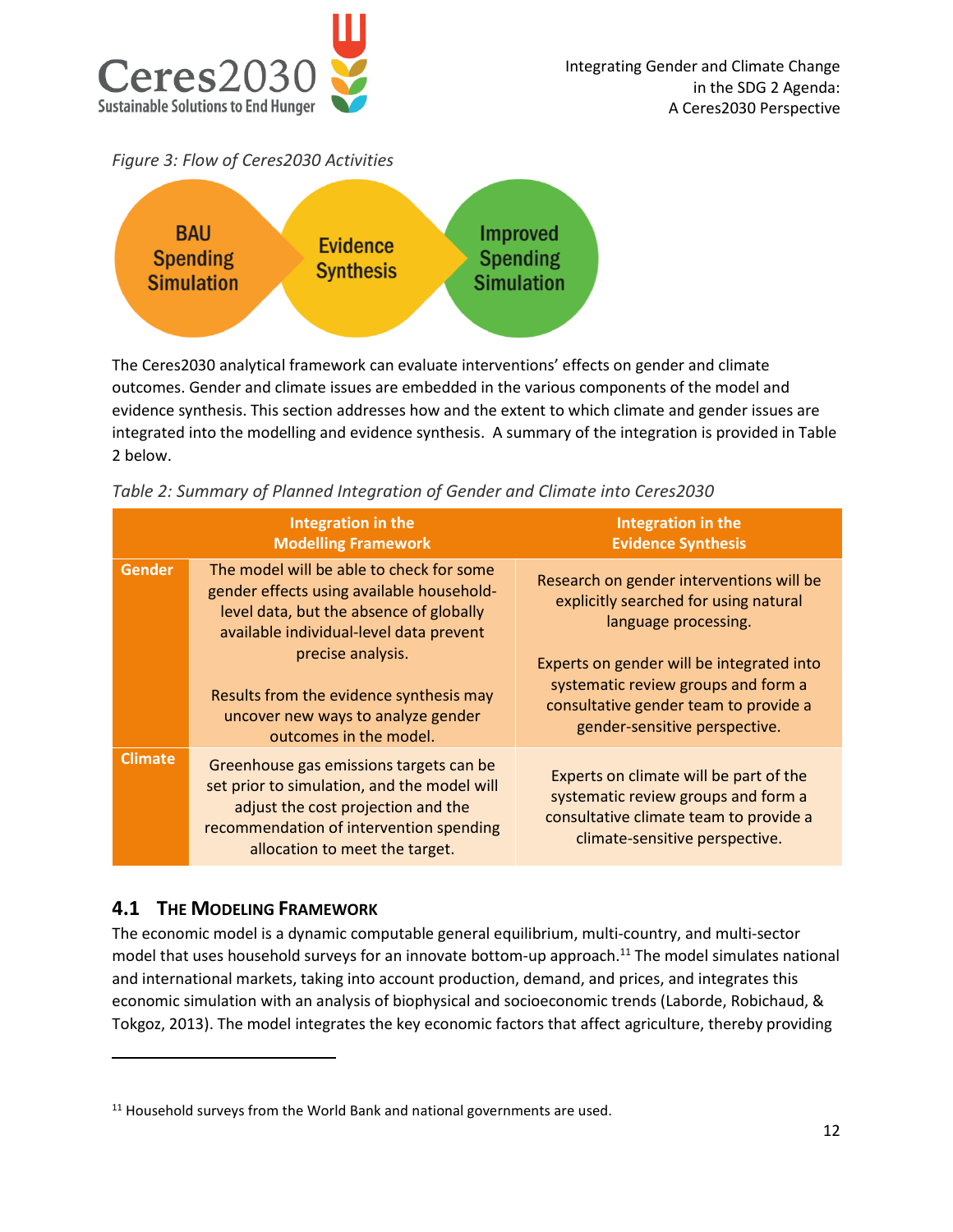*Figure 3: Flow of Ceres2030 Activities*

BAU Spending Simulation → Evidence Synthesis → Improved Spending Simulation

The Ceres2030 analytical framework can evaluate interventions' effects on gender and climate outcomes. Gender and climate issues are embedded in the various components of the model and evidence synthesis. This section addresses how and the extent to which climate and gender issues are integrated into the modelling and evidence synthesis. A summary of the integration is provided in Table 2 below.

*Table 2: Summary of Planned Integration of Gender and Climate into Ceres2030*

| | Integration in the Modelling Framework | Integration in the Evidence Synthesis |
|---|---|---|
| **Gender** | The model will be able to check for some gender effects using available household-level data, but the absence of globally available individual-level data prevent precise analysis.<br><br>Results from the evidence synthesis may uncover new ways to analyze gender outcomes in the model. | Research on gender interventions will be explicitly searched for using natural language processing.<br><br>Experts on gender will be integrated into systematic review groups and form a consultative gender team to provide a gender-sensitive perspective. |
| **Climate** | Greenhouse gas emissions targets can be set prior to simulation, and the model will adjust the cost projection and the recommendation of intervention spending allocation to meet the target. | Experts on climate will be part of the systematic review groups and form a consultative climate team to provide a climate-sensitive perspective. |

## 4.1 The Modeling Framework

The economic model is a dynamic computable general equilibrium, multi-country, and multi-sector model that uses household surveys for an innovate bottom-up approach.[11] The model simulates national and international markets, taking into account production, demand, and prices, and integrates this economic simulation with an analysis of biophysical and socioeconomic trends (Laborde, Robichaud, & Tokgoz, 2013). The model integrates the key economic factors that affect agriculture, thereby providing

[11] Household surveys from the World Bank and national governments are used.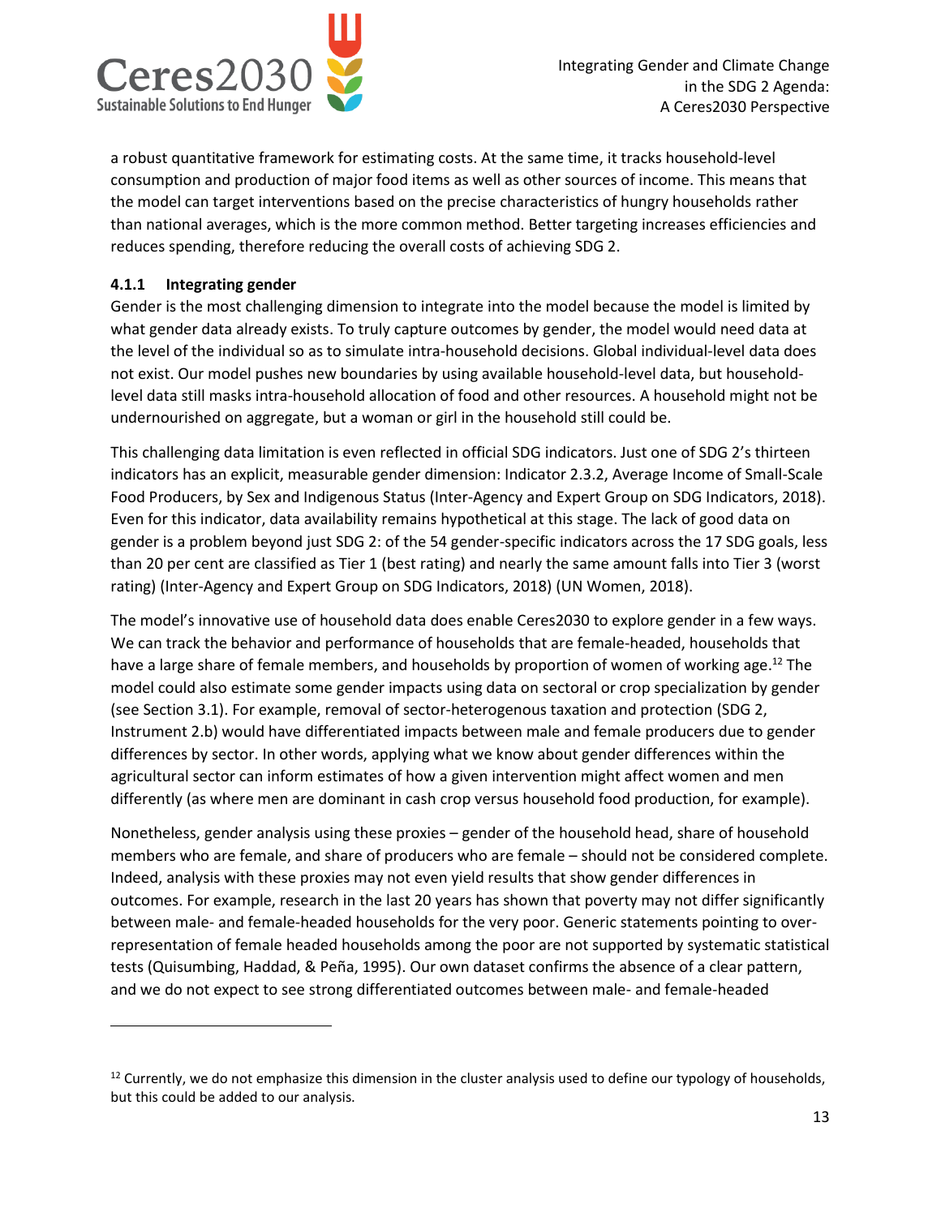a robust quantitative framework for estimating costs. At the same time, it tracks household-level consumption and production of major food items as well as other sources of income. This means that the model can target interventions based on the precise characteristics of hungry households rather than national averages, which is the more common method. Better targeting increases efficiencies and reduces spending, therefore reducing the overall costs of achieving SDG 2.

#### 4.1.1 Integrating gender

Gender is the most challenging dimension to integrate into the model because the model is limited by what gender data already exists. To truly capture outcomes by gender, the model would need data at the level of the individual so as to simulate intra-household decisions. Global individual-level data does not exist. Our model pushes new boundaries by using available household-level data, but household-level data still masks intra-household allocation of food and other resources. A household might not be undernourished on aggregate, but a woman or girl in the household still could be.

This challenging data limitation is even reflected in official SDG indicators. Just one of SDG 2's thirteen indicators has an explicit, measurable gender dimension: Indicator 2.3.2, Average Income of Small-Scale Food Producers, by Sex and Indigenous Status (Inter-Agency and Expert Group on SDG Indicators, 2018). Even for this indicator, data availability remains hypothetical at this stage. The lack of good data on gender is a problem beyond just SDG 2: of the 54 gender-specific indicators across the 17 SDG goals, less than 20 per cent are classified as Tier 1 (best rating) and nearly the same amount falls into Tier 3 (worst rating) (Inter-Agency and Expert Group on SDG Indicators, 2018) (UN Women, 2018).

The model's innovative use of household data does enable Ceres2030 to explore gender in a few ways. We can track the behavior and performance of households that are female-headed, households that have a large share of female members, and households by proportion of women of working age.[12] The model could also estimate some gender impacts using data on sectoral or crop specialization by gender (see Section 3.1). For example, removal of sector-heterogenous taxation and protection (SDG 2, Instrument 2.b) would have differentiated impacts between male and female producers due to gender differences by sector. In other words, applying what we know about gender differences within the agricultural sector can inform estimates of how a given intervention might affect women and men differently (as where men are dominant in cash crop versus household food production, for example).

Nonetheless, gender analysis using these proxies – gender of the household head, share of household members who are female, and share of producers who are female – should not be considered complete. Indeed, analysis with these proxies may not even yield results that show gender differences in outcomes. For example, research in the last 20 years has shown that poverty may not differ significantly between male- and female-headed households for the very poor. Generic statements pointing to over-representation of female headed households among the poor are not supported by systematic statistical tests (Quisumbing, Haddad, & Peña, 1995). Our own dataset confirms the absence of a clear pattern, and we do not expect to see strong differentiated outcomes between male- and female-headed

[12] Currently, we do not emphasize this dimension in the cluster analysis used to define our typology of households, but this could be added to our analysis.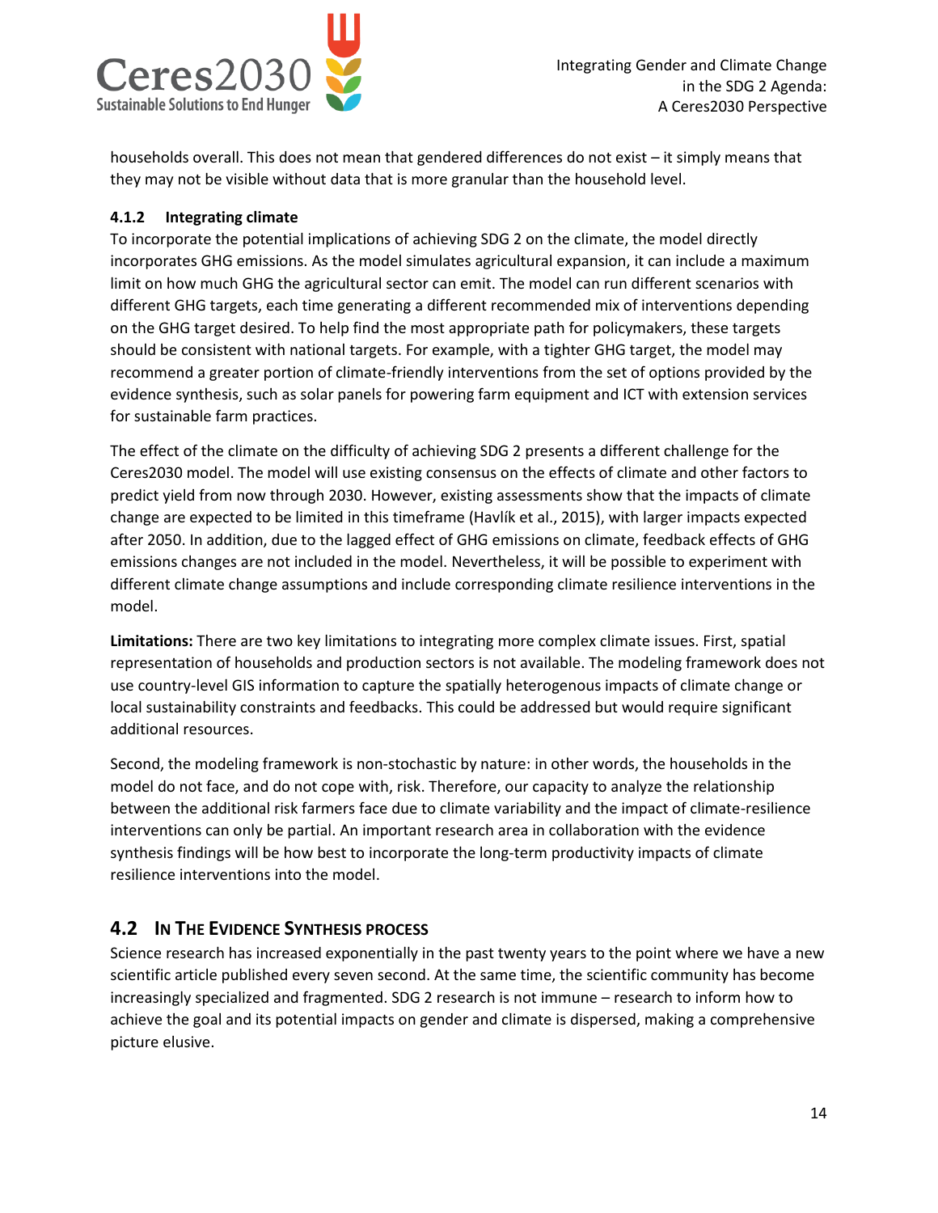households overall. This does not mean that gendered differences do not exist – it simply means that they may not be visible without data that is more granular than the household level.

### 4.1.2 Integrating climate

To incorporate the potential implications of achieving SDG 2 on the climate, the model directly incorporates GHG emissions. As the model simulates agricultural expansion, it can include a maximum limit on how much GHG the agricultural sector can emit. The model can run different scenarios with different GHG targets, each time generating a different recommended mix of interventions depending on the GHG target desired. To help find the most appropriate path for policymakers, these targets should be consistent with national targets. For example, with a tighter GHG target, the model may recommend a greater portion of climate-friendly interventions from the set of options provided by the evidence synthesis, such as solar panels for powering farm equipment and ICT with extension services for sustainable farm practices.

The effect of the climate on the difficulty of achieving SDG 2 presents a different challenge for the Ceres2030 model. The model will use existing consensus on the effects of climate and other factors to predict yield from now through 2030. However, existing assessments show that the impacts of climate change are expected to be limited in this timeframe (Havlík et al., 2015), with larger impacts expected after 2050. In addition, due to the lagged effect of GHG emissions on climate, feedback effects of GHG emissions changes are not included in the model. Nevertheless, it will be possible to experiment with different climate change assumptions and include corresponding climate resilience interventions in the model.

**Limitations:** There are two key limitations to integrating more complex climate issues. First, spatial representation of households and production sectors is not available. The modeling framework does not use country-level GIS information to capture the spatially heterogenous impacts of climate change or local sustainability constraints and feedbacks. This could be addressed but would require significant additional resources.

Second, the modeling framework is non-stochastic by nature: in other words, the households in the model do not face, and do not cope with, risk. Therefore, our capacity to analyze the relationship between the additional risk farmers face due to climate variability and the impact of climate-resilience interventions can only be partial. An important research area in collaboration with the evidence synthesis findings will be how best to incorporate the long-term productivity impacts of climate resilience interventions into the model.

## 4.2 In The Evidence Synthesis process

Science research has increased exponentially in the past twenty years to the point where we have a new scientific article published every seven second. At the same time, the scientific community has become increasingly specialized and fragmented. SDG 2 research is not immune – research to inform how to achieve the goal and its potential impacts on gender and climate is dispersed, making a comprehensive picture elusive.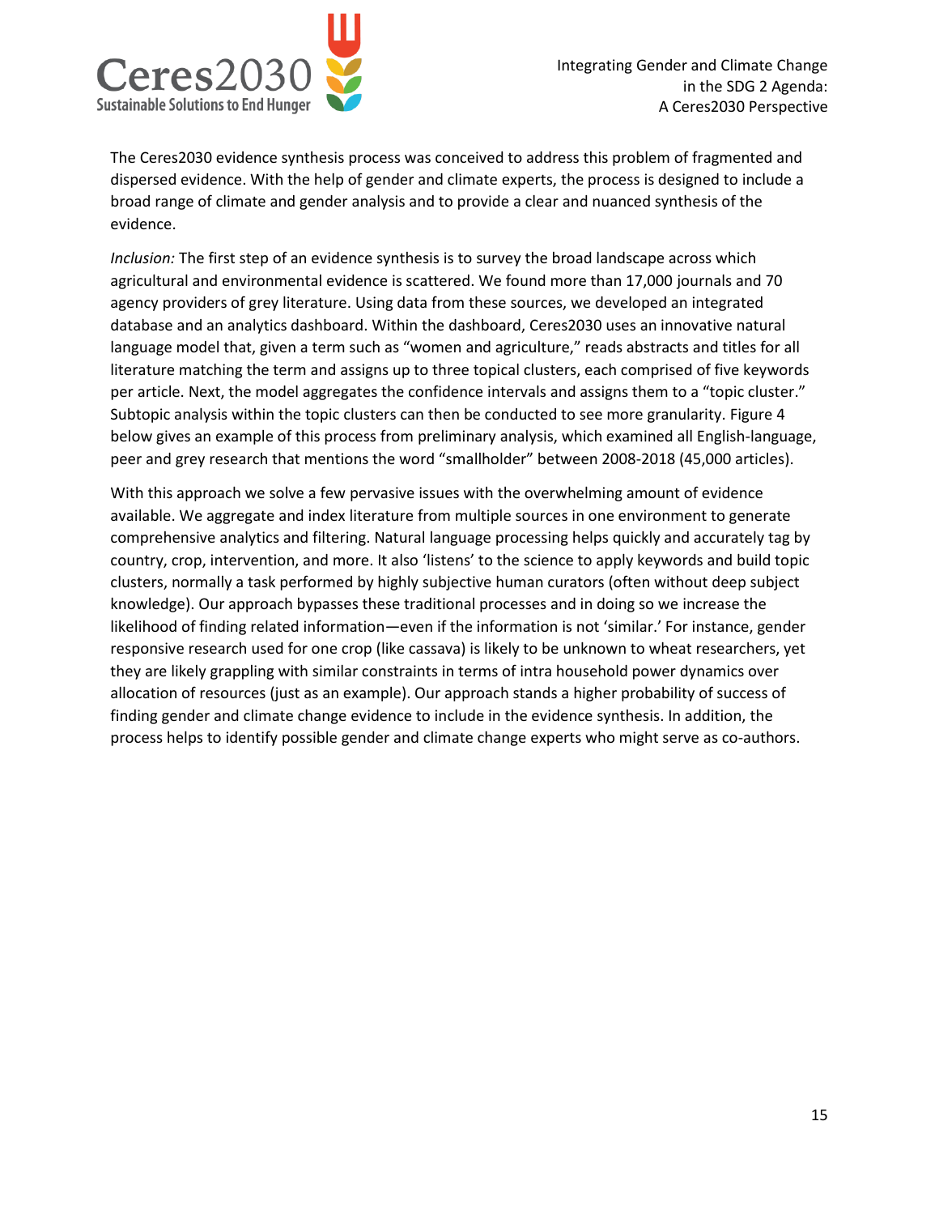The Ceres2030 evidence synthesis process was conceived to address this problem of fragmented and dispersed evidence. With the help of gender and climate experts, the process is designed to include a broad range of climate and gender analysis and to provide a clear and nuanced synthesis of the evidence.

*Inclusion:* The first step of an evidence synthesis is to survey the broad landscape across which agricultural and environmental evidence is scattered. We found more than 17,000 journals and 70 agency providers of grey literature. Using data from these sources, we developed an integrated database and an analytics dashboard. Within the dashboard, Ceres2030 uses an innovative natural language model that, given a term such as "women and agriculture," reads abstracts and titles for all literature matching the term and assigns up to three topical clusters, each comprised of five keywords per article. Next, the model aggregates the confidence intervals and assigns them to a "topic cluster." Subtopic analysis within the topic clusters can then be conducted to see more granularity. Figure 4 below gives an example of this process from preliminary analysis, which examined all English-language, peer and grey research that mentions the word "smallholder" between 2008-2018 (45,000 articles).

With this approach we solve a few pervasive issues with the overwhelming amount of evidence available. We aggregate and index literature from multiple sources in one environment to generate comprehensive analytics and filtering. Natural language processing helps quickly and accurately tag by country, crop, intervention, and more. It also 'listens' to the science to apply keywords and build topic clusters, normally a task performed by highly subjective human curators (often without deep subject knowledge). Our approach bypasses these traditional processes and in doing so we increase the likelihood of finding related information—even if the information is not 'similar.' For instance, gender responsive research used for one crop (like cassava) is likely to be unknown to wheat researchers, yet they are likely grappling with similar constraints in terms of intra household power dynamics over allocation of resources (just as an example). Our approach stands a higher probability of success of finding gender and climate change evidence to include in the evidence synthesis. In addition, the process helps to identify possible gender and climate change experts who might serve as co-authors.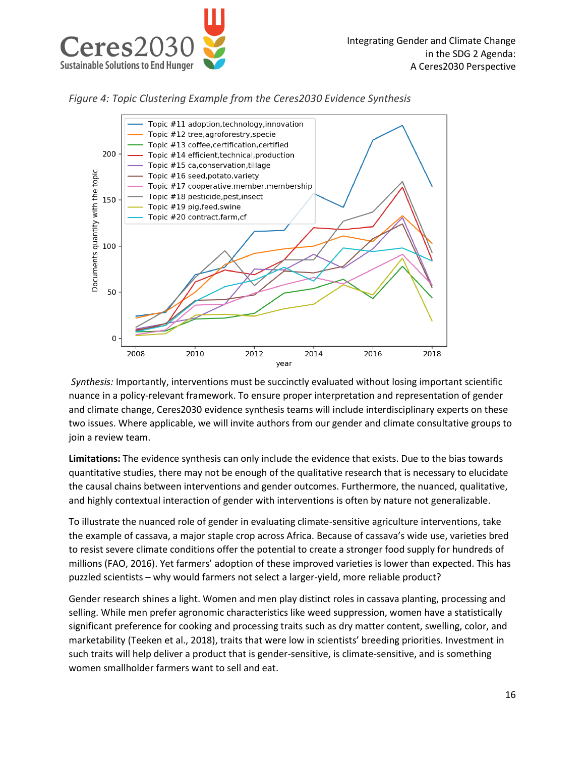*Figure 4: Topic Clustering Example from the Ceres2030 Evidence Synthesis*

*Synthesis:* Importantly, interventions must be succinctly evaluated without losing important scientific nuance in a policy-relevant framework. To ensure proper interpretation and representation of gender and climate change, Ceres2030 evidence synthesis teams will include interdisciplinary experts on these two issues. Where applicable, we will invite authors from our gender and climate consultative groups to join a review team.

**Limitations:** The evidence synthesis can only include the evidence that exists. Due to the bias towards quantitative studies, there may not be enough of the qualitative research that is necessary to elucidate the causal chains between interventions and gender outcomes. Furthermore, the nuanced, qualitative, and highly contextual interaction of gender with interventions is often by nature not generalizable.

To illustrate the nuanced role of gender in evaluating climate-sensitive agriculture interventions, take the example of cassava, a major staple crop across Africa. Because of cassava's wide use, varieties bred to resist severe climate conditions offer the potential to create a stronger food supply for hundreds of millions (FAO, 2016). Yet farmers' adoption of these improved varieties is lower than expected. This has puzzled scientists – why would farmers not select a larger-yield, more reliable product?

Gender research shines a light. Women and men play distinct roles in cassava planting, processing and selling. While men prefer agronomic characteristics like weed suppression, women have a statistically significant preference for cooking and processing traits such as dry matter content, swelling, color, and marketability (Teeken et al., 2018), traits that were low in scientists' breeding priorities. Investment in such traits will help deliver a product that is gender-sensitive, is climate-sensitive, and is something women smallholder farmers want to sell and eat.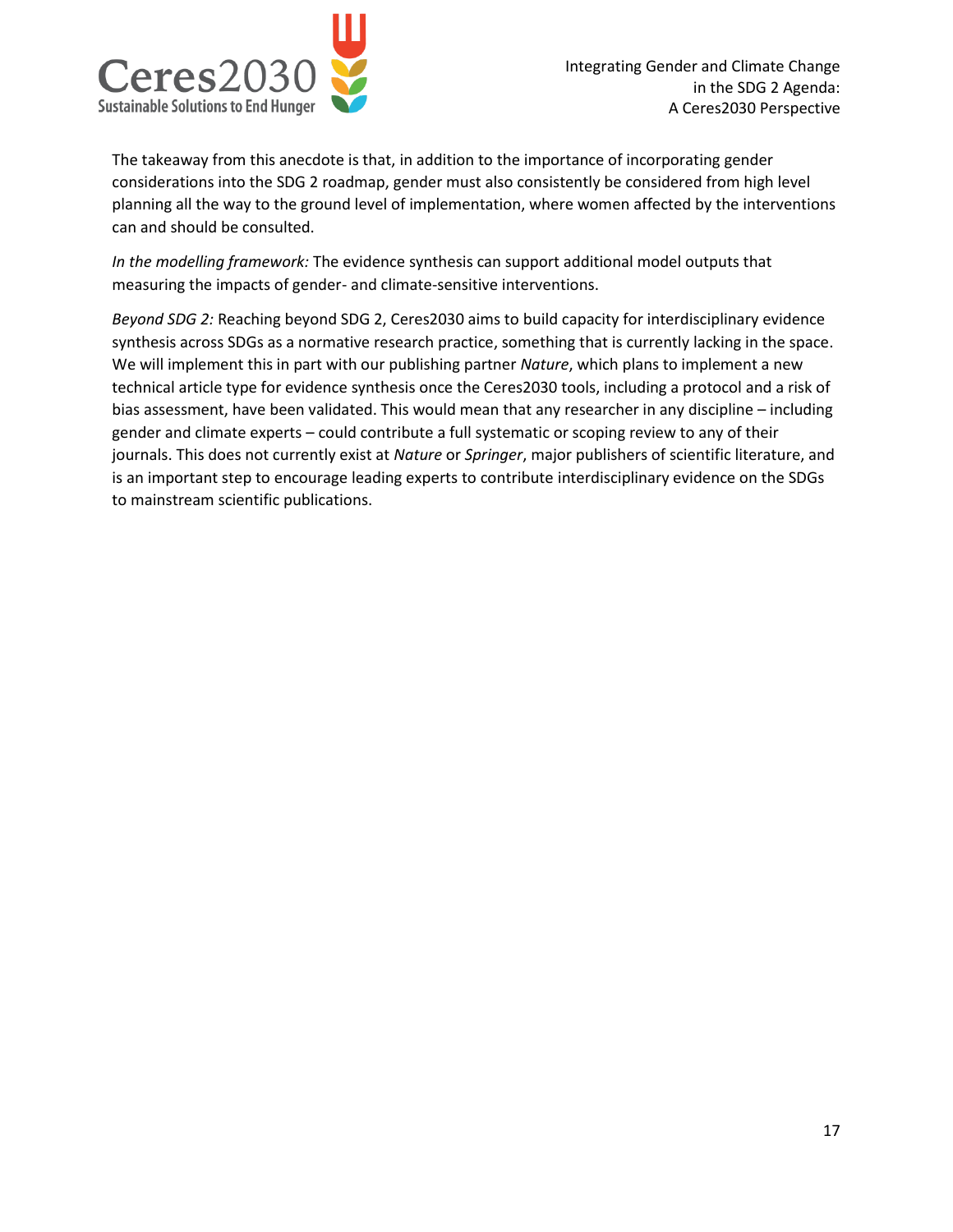The takeaway from this anecdote is that, in addition to the importance of incorporating gender considerations into the SDG 2 roadmap, gender must also consistently be considered from high level planning all the way to the ground level of implementation, where women affected by the interventions can and should be consulted.

*In the modelling framework:* The evidence synthesis can support additional model outputs that measuring the impacts of gender- and climate-sensitive interventions.

*Beyond SDG 2:* Reaching beyond SDG 2, Ceres2030 aims to build capacity for interdisciplinary evidence synthesis across SDGs as a normative research practice, something that is currently lacking in the space. We will implement this in part with our publishing partner *Nature*, which plans to implement a new technical article type for evidence synthesis once the Ceres2030 tools, including a protocol and a risk of bias assessment, have been validated. This would mean that any researcher in any discipline – including gender and climate experts – could contribute a full systematic or scoping review to any of their journals. This does not currently exist at *Nature* or *Springer*, major publishers of scientific literature, and is an important step to encourage leading experts to contribute interdisciplinary evidence on the SDGs to mainstream scientific publications.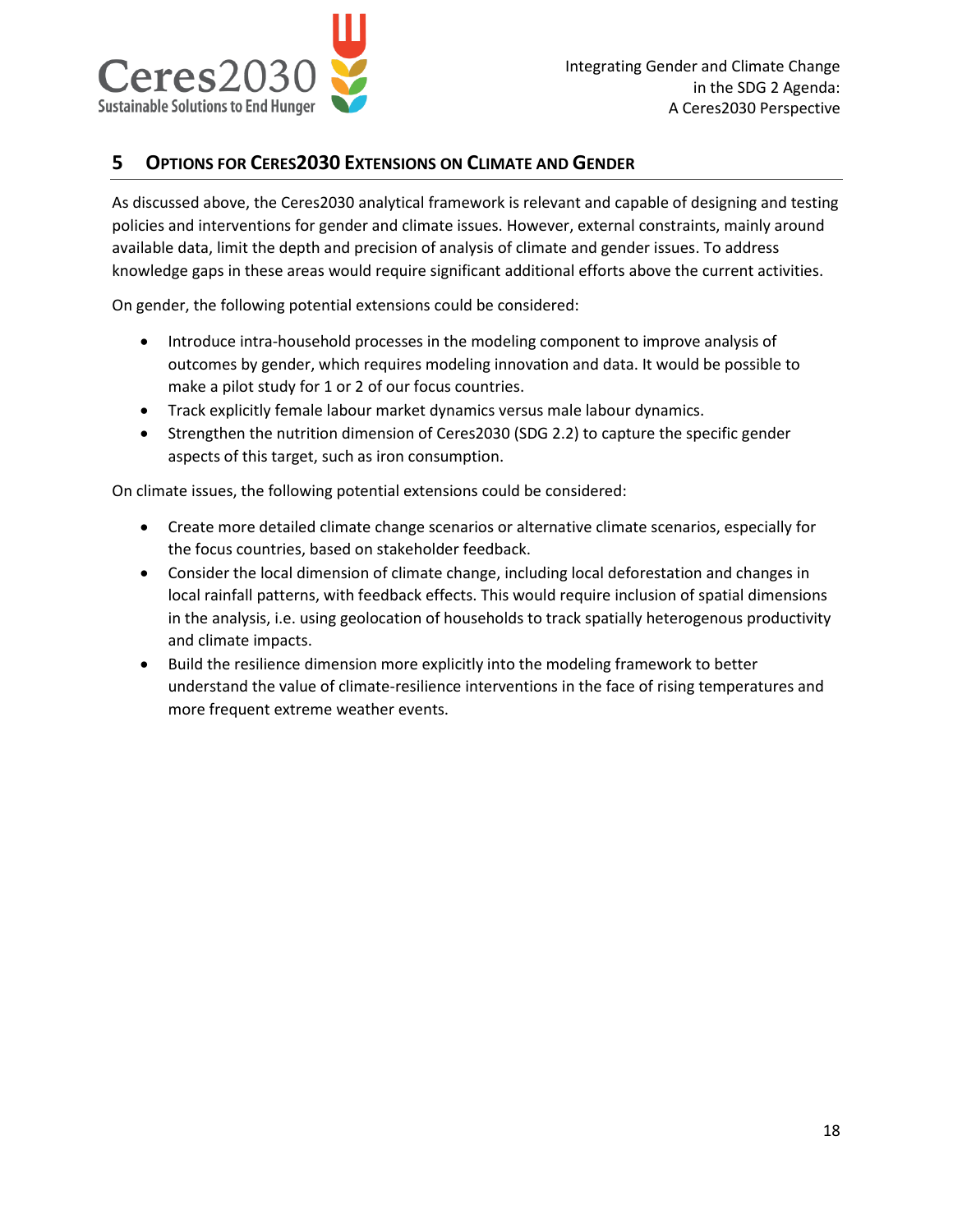## 5 Options for Ceres2030 Extensions on Climate and Gender

As discussed above, the Ceres2030 analytical framework is relevant and capable of designing and testing policies and interventions for gender and climate issues. However, external constraints, mainly around available data, limit the depth and precision of analysis of climate and gender issues. To address knowledge gaps in these areas would require significant additional efforts above the current activities.

On gender, the following potential extensions could be considered:

- Introduce intra-household processes in the modeling component to improve analysis of outcomes by gender, which requires modeling innovation and data. It would be possible to make a pilot study for 1 or 2 of our focus countries.
- Track explicitly female labour market dynamics versus male labour dynamics.
- Strengthen the nutrition dimension of Ceres2030 (SDG 2.2) to capture the specific gender aspects of this target, such as iron consumption.

On climate issues, the following potential extensions could be considered:

- Create more detailed climate change scenarios or alternative climate scenarios, especially for the focus countries, based on stakeholder feedback.
- Consider the local dimension of climate change, including local deforestation and changes in local rainfall patterns, with feedback effects. This would require inclusion of spatial dimensions in the analysis, i.e. using geolocation of households to track spatially heterogenous productivity and climate impacts.
- Build the resilience dimension more explicitly into the modeling framework to better understand the value of climate-resilience interventions in the face of rising temperatures and more frequent extreme weather events.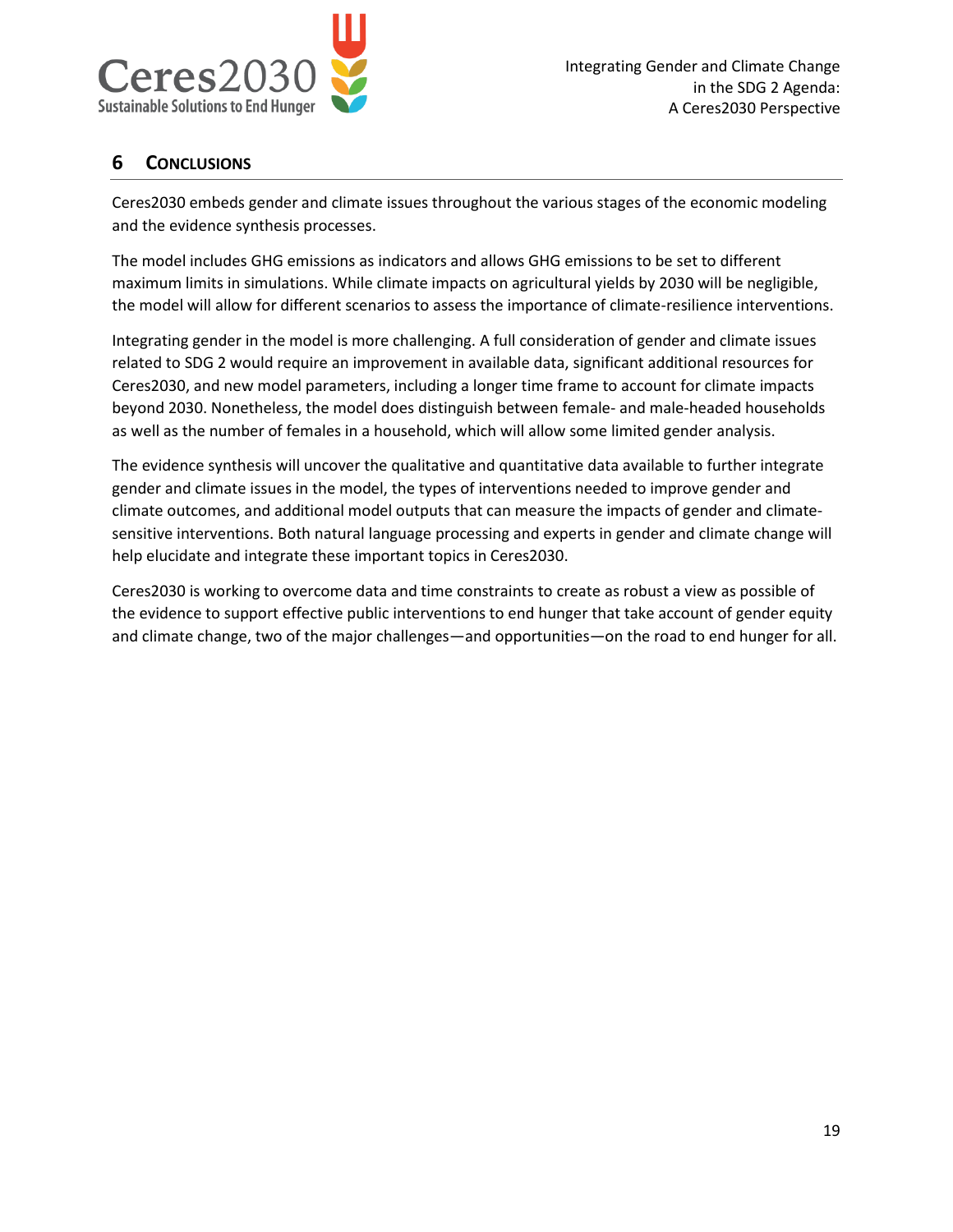# 6 Conclusions

Ceres2030 embeds gender and climate issues throughout the various stages of the economic modeling and the evidence synthesis processes.

The model includes GHG emissions as indicators and allows GHG emissions to be set to different maximum limits in simulations. While climate impacts on agricultural yields by 2030 will be negligible, the model will allow for different scenarios to assess the importance of climate-resilience interventions.

Integrating gender in the model is more challenging. A full consideration of gender and climate issues related to SDG 2 would require an improvement in available data, significant additional resources for Ceres2030, and new model parameters, including a longer time frame to account for climate impacts beyond 2030. Nonetheless, the model does distinguish between female- and male-headed households as well as the number of females in a household, which will allow some limited gender analysis.

The evidence synthesis will uncover the qualitative and quantitative data available to further integrate gender and climate issues in the model, the types of interventions needed to improve gender and climate outcomes, and additional model outputs that can measure the impacts of gender and climate-sensitive interventions. Both natural language processing and experts in gender and climate change will help elucidate and integrate these important topics in Ceres2030.

Ceres2030 is working to overcome data and time constraints to create as robust a view as possible of the evidence to support effective public interventions to end hunger that take account of gender equity and climate change, two of the major challenges—and opportunities—on the road to end hunger for all.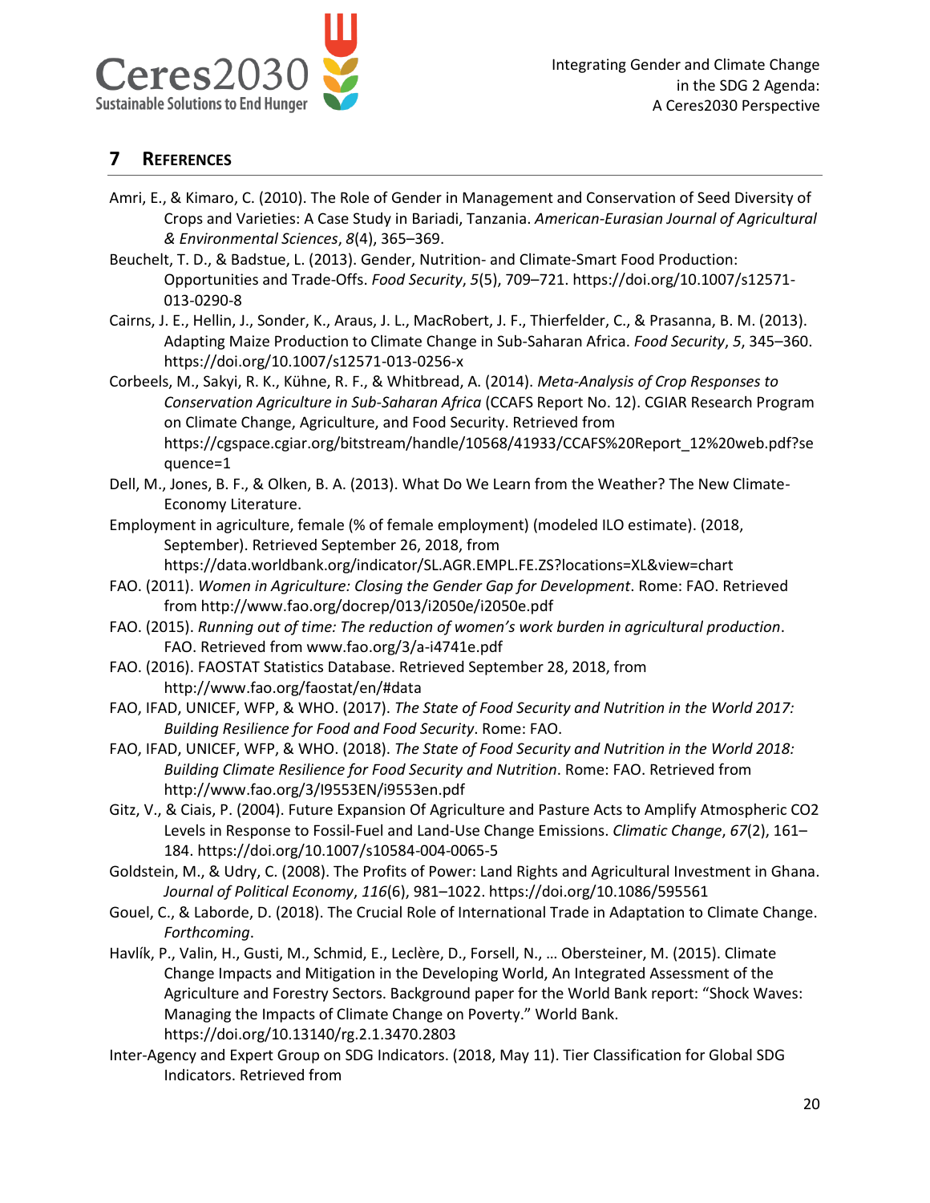## 7 References

Amri, E., & Kimaro, C. (2010). The Role of Gender in Management and Conservation of Seed Diversity of Crops and Varieties: A Case Study in Bariadi, Tanzania. *American-Eurasian Journal of Agricultural & Environmental Sciences*, *8*(4), 365–369.

Beuchelt, T. D., & Badstue, L. (2013). Gender, Nutrition- and Climate-Smart Food Production: Opportunities and Trade-Offs. *Food Security*, *5*(5), 709–721. https://doi.org/10.1007/s12571-013-0290-8

Cairns, J. E., Hellin, J., Sonder, K., Araus, J. L., MacRobert, J. F., Thierfelder, C., & Prasanna, B. M. (2013). Adapting Maize Production to Climate Change in Sub-Saharan Africa. *Food Security*, *5*, 345–360. https://doi.org/10.1007/s12571-013-0256-x

Corbeels, M., Sakyi, R. K., Kühne, R. F., & Whitbread, A. (2014). *Meta-Analysis of Crop Responses to Conservation Agriculture in Sub-Saharan Africa* (CCAFS Report No. 12). CGIAR Research Program on Climate Change, Agriculture, and Food Security. Retrieved from https://cgspace.cgiar.org/bitstream/handle/10568/41933/CCAFS%20Report_12%20web.pdf?sequence=1

Dell, M., Jones, B. F., & Olken, B. A. (2013). What Do We Learn from the Weather? The New Climate-Economy Literature.

Employment in agriculture, female (% of female employment) (modeled ILO estimate). (2018, September). Retrieved September 26, 2018, from https://data.worldbank.org/indicator/SL.AGR.EMPL.FE.ZS?locations=XL&view=chart

FAO. (2011). *Women in Agriculture: Closing the Gender Gap for Development*. Rome: FAO. Retrieved from http://www.fao.org/docrep/013/i2050e/i2050e.pdf

FAO. (2015). *Running out of time: The reduction of women's work burden in agricultural production*. FAO. Retrieved from www.fao.org/3/a-i4741e.pdf

FAO. (2016). FAOSTAT Statistics Database. Retrieved September 28, 2018, from http://www.fao.org/faostat/en/#data

FAO, IFAD, UNICEF, WFP, & WHO. (2017). *The State of Food Security and Nutrition in the World 2017: Building Resilience for Food and Food Security*. Rome: FAO.

FAO, IFAD, UNICEF, WFP, & WHO. (2018). *The State of Food Security and Nutrition in the World 2018: Building Climate Resilience for Food Security and Nutrition*. Rome: FAO. Retrieved from http://www.fao.org/3/I9553EN/i9553en.pdf

Gitz, V., & Ciais, P. (2004). Future Expansion Of Agriculture and Pasture Acts to Amplify Atmospheric CO2 Levels in Response to Fossil-Fuel and Land-Use Change Emissions. *Climatic Change*, *67*(2), 161–184. https://doi.org/10.1007/s10584-004-0065-5

Goldstein, M., & Udry, C. (2008). The Profits of Power: Land Rights and Agricultural Investment in Ghana. *Journal of Political Economy*, *116*(6), 981–1022. https://doi.org/10.1086/595561

Gouel, C., & Laborde, D. (2018). The Crucial Role of International Trade in Adaptation to Climate Change. *Forthcoming*.

Havlík, P., Valin, H., Gusti, M., Schmid, E., Leclère, D., Forsell, N., … Obersteiner, M. (2015). Climate Change Impacts and Mitigation in the Developing World, An Integrated Assessment of the Agriculture and Forestry Sectors. Background paper for the World Bank report: "Shock Waves: Managing the Impacts of Climate Change on Poverty." World Bank. https://doi.org/10.13140/rg.2.1.3470.2803

Inter-Agency and Expert Group on SDG Indicators. (2018, May 11). Tier Classification for Global SDG Indicators. Retrieved from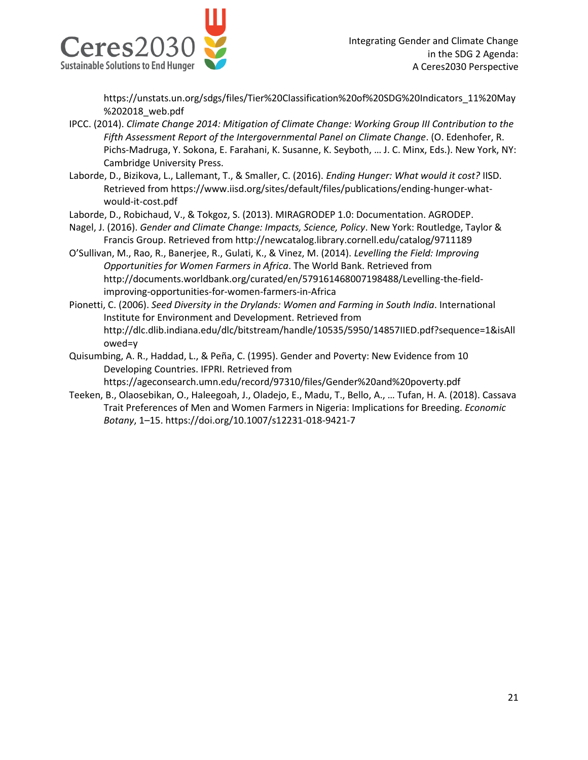https://unstats.un.org/sdgs/files/Tier%20Classification%20of%20SDG%20Indicators_11%20May%202018_web.pdf

IPCC. (2014). *Climate Change 2014: Mitigation of Climate Change: Working Group III Contribution to the Fifth Assessment Report of the Intergovernmental Panel on Climate Change*. (O. Edenhofer, R. Pichs-Madruga, Y. Sokona, E. Farahani, K. Susanne, K. Seyboth, … J. C. Minx, Eds.). New York, NY: Cambridge University Press.

Laborde, D., Bizikova, L., Lallemant, T., & Smaller, C. (2016). *Ending Hunger: What would it cost?* IISD. Retrieved from https://www.iisd.org/sites/default/files/publications/ending-hunger-what-would-it-cost.pdf

Laborde, D., Robichaud, V., & Tokgoz, S. (2013). MIRAGRODEP 1.0: Documentation. AGRODEP.

Nagel, J. (2016). *Gender and Climate Change: Impacts, Science, Policy*. New York: Routledge, Taylor & Francis Group. Retrieved from http://newcatalog.library.cornell.edu/catalog/9711189

O'Sullivan, M., Rao, R., Banerjee, R., Gulati, K., & Vinez, M. (2014). *Levelling the Field: Improving Opportunities for Women Farmers in Africa*. The World Bank. Retrieved from http://documents.worldbank.org/curated/en/579161468007198488/Levelling-the-field-improving-opportunities-for-women-farmers-in-Africa

Pionetti, C. (2006). *Seed Diversity in the Drylands: Women and Farming in South India*. International Institute for Environment and Development. Retrieved from http://dlc.dlib.indiana.edu/dlc/bitstream/handle/10535/5950/14857IIED.pdf?sequence=1&isAllowed=y

Quisumbing, A. R., Haddad, L., & Peña, C. (1995). Gender and Poverty: New Evidence from 10 Developing Countries. IFPRI. Retrieved from https://ageconsearch.umn.edu/record/97310/files/Gender%20and%20poverty.pdf

Teeken, B., Olaosebikan, O., Haleegoah, J., Oladejo, E., Madu, T., Bello, A., … Tufan, H. A. (2018). Cassava Trait Preferences of Men and Women Farmers in Nigeria: Implications for Breeding. *Economic Botany*, 1–15. https://doi.org/10.1007/s12231-018-9421-7